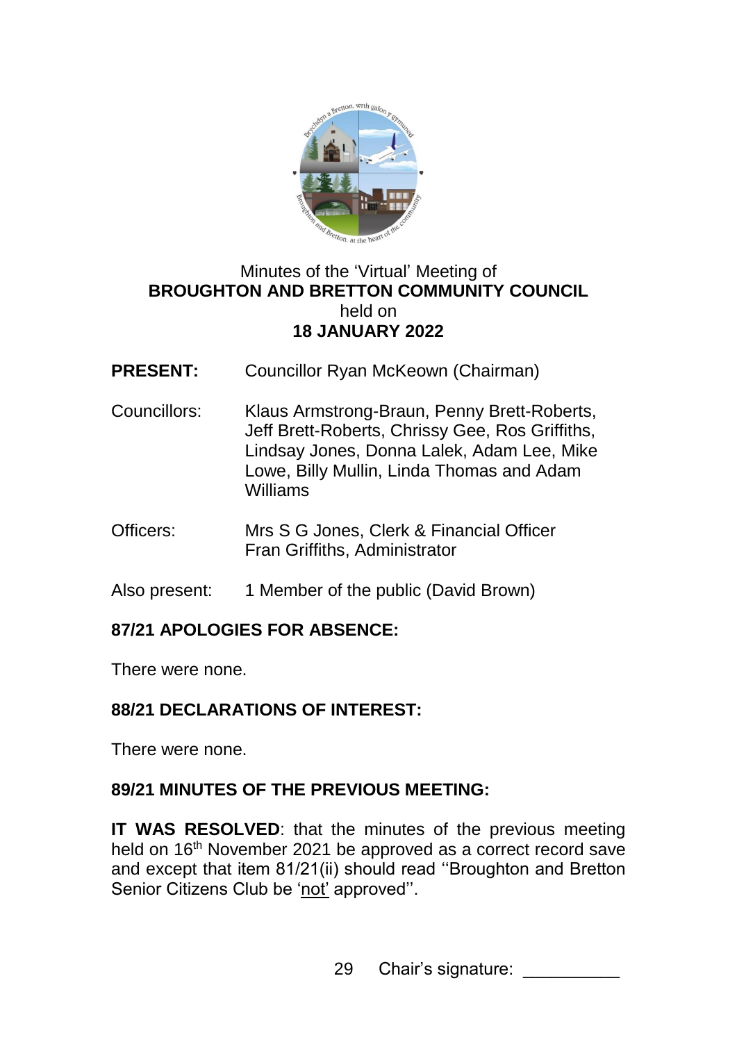Minutes of the 'Virtual' Meeting of
**BROUGHTON AND BRETTON COMMUNITY COUNCIL**
held on
**18 JANUARY 2022**

**PRESENT:** Councillor Ryan McKeown (Chairman)

Councillors: Klaus Armstrong-Braun, Penny Brett-Roberts, Jeff Brett-Roberts, Chrissy Gee, Ros Griffiths, Lindsay Jones, Donna Lalek, Adam Lee, Mike Lowe, Billy Mullin, Linda Thomas and Adam Williams

Officers: Mrs S G Jones, Clerk & Financial Officer
Fran Griffiths, Administrator

Also present: 1 Member of the public (David Brown)

## 87/21 APOLOGIES FOR ABSENCE:

There were none.

## 88/21 DECLARATIONS OF INTEREST:

There were none.

## 89/21 MINUTES OF THE PREVIOUS MEETING:

**IT WAS RESOLVED**: that the minutes of the previous meeting held on 16th November 2021 be approved as a correct record save and except that item 81/21(ii) should read ''Broughton and Bretton Senior Citizens Club be 'not' approved''.

Chair's signature: __________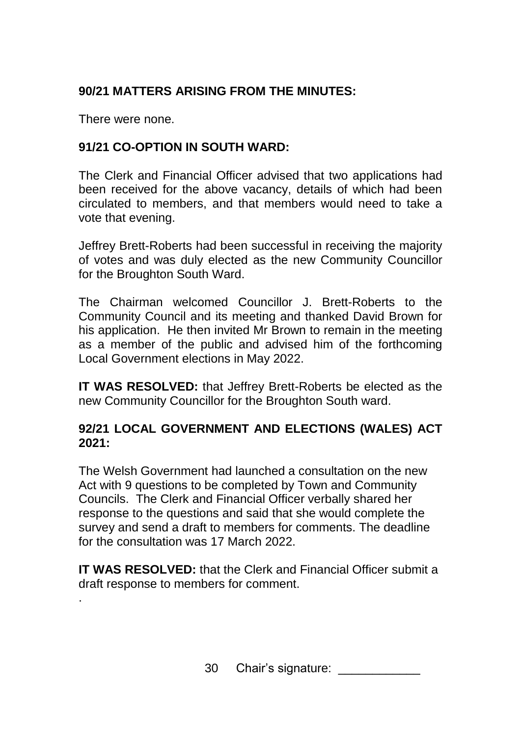**90/21 MATTERS ARISING FROM THE MINUTES:**

There were none.

**91/21 CO-OPTION IN SOUTH WARD:**

The Clerk and Financial Officer advised that two applications had been received for the above vacancy, details of which had been circulated to members, and that members would need to take a vote that evening.

Jeffrey Brett-Roberts had been successful in receiving the majority of votes and was duly elected as the new Community Councillor for the Broughton South Ward.

The Chairman welcomed Councillor J. Brett-Roberts to the Community Council and its meeting and thanked David Brown for his application. He then invited Mr Brown to remain in the meeting as a member of the public and advised him of the forthcoming Local Government elections in May 2022.

**IT WAS RESOLVED:** that Jeffrey Brett-Roberts be elected as the new Community Councillor for the Broughton South ward.

**92/21 LOCAL GOVERNMENT AND ELECTIONS (WALES) ACT 2021:**

The Welsh Government had launched a consultation on the new Act with 9 questions to be completed by Town and Community Councils. The Clerk and Financial Officer verbally shared her response to the questions and said that she would complete the survey and send a draft to members for comments. The deadline for the consultation was 17 March 2022.

**IT WAS RESOLVED:** that the Clerk and Financial Officer submit a draft response to members for comment.

.

Chair's signature: ____________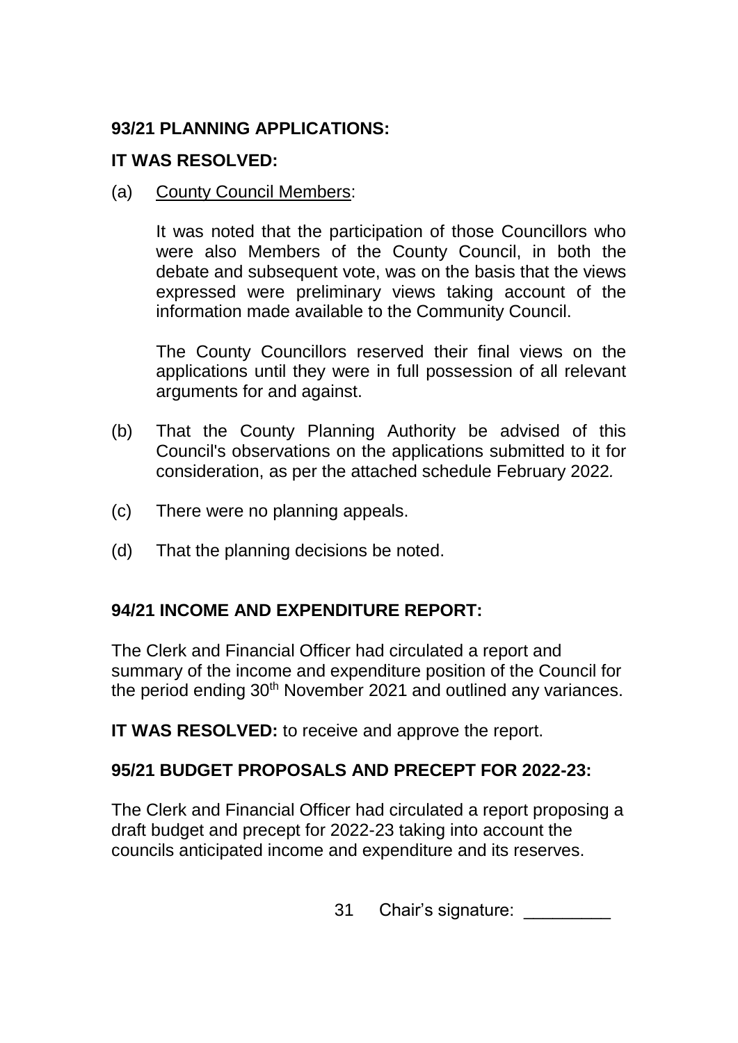**93/21 PLANNING APPLICATIONS:**

**IT WAS RESOLVED:**

(a) County Council Members:

It was noted that the participation of those Councillors who were also Members of the County Council, in both the debate and subsequent vote, was on the basis that the views expressed were preliminary views taking account of the information made available to the Community Council.

The County Councillors reserved their final views on the applications until they were in full possession of all relevant arguments for and against.

(b) That the County Planning Authority be advised of this Council's observations on the applications submitted to it for consideration, as per the attached schedule February 2022.

(c) There were no planning appeals.

(d) That the planning decisions be noted.

**94/21 INCOME AND EXPENDITURE REPORT:**

The Clerk and Financial Officer had circulated a report and summary of the income and expenditure position of the Council for the period ending 30th November 2021 and outlined any variances.

**IT WAS RESOLVED:** to receive and approve the report.

**95/21 BUDGET PROPOSALS AND PRECEPT FOR 2022-23:**

The Clerk and Financial Officer had circulated a report proposing a draft budget and precept for 2022-23 taking into account the councils anticipated income and expenditure and its reserves.

Chair's signature: _________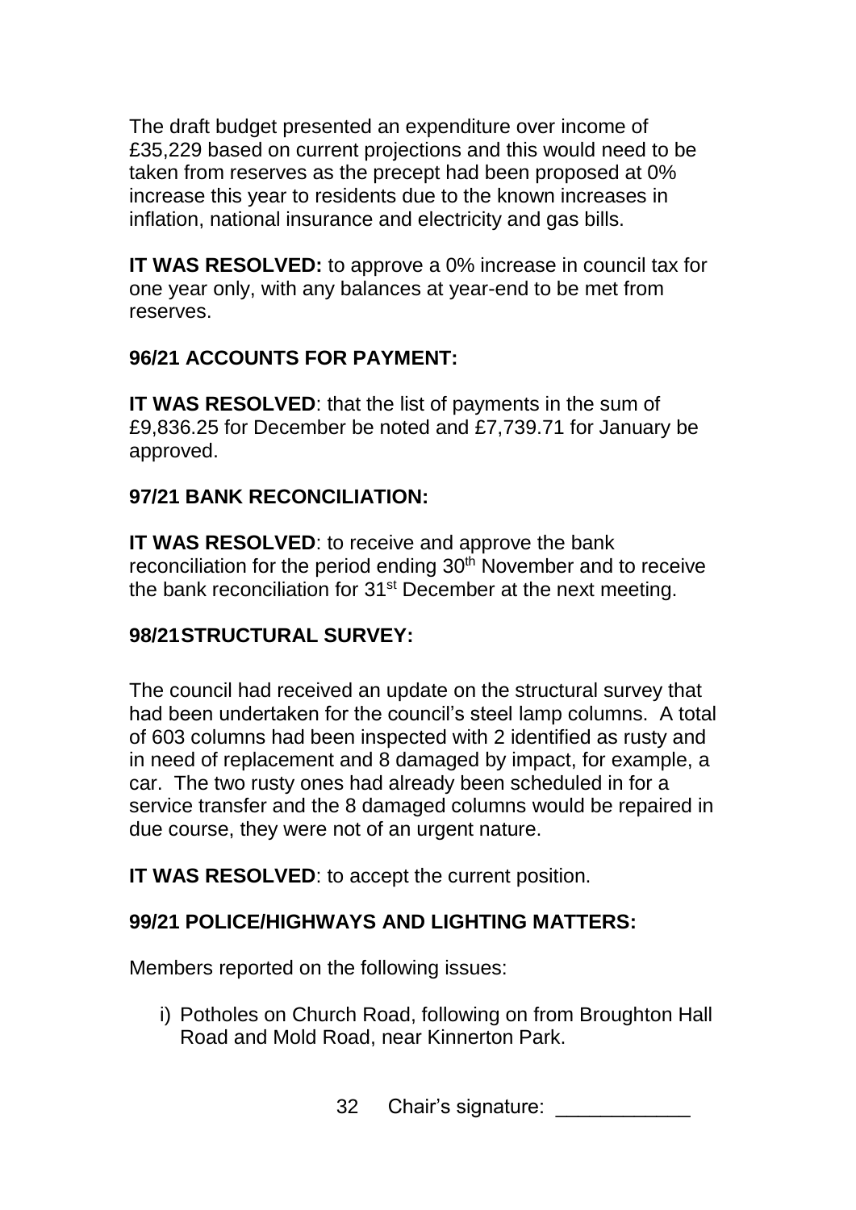The draft budget presented an expenditure over income of £35,229 based on current projections and this would need to be taken from reserves as the precept had been proposed at 0% increase this year to residents due to the known increases in inflation, national insurance and electricity and gas bills.

**IT WAS RESOLVED:** to approve a 0% increase in council tax for one year only, with any balances at year-end to be met from reserves.

**96/21 ACCOUNTS FOR PAYMENT:**

**IT WAS RESOLVED**: that the list of payments in the sum of £9,836.25 for December be noted and £7,739.71 for January be approved.

**97/21 BANK RECONCILIATION:**

**IT WAS RESOLVED**: to receive and approve the bank reconciliation for the period ending 30th November and to receive the bank reconciliation for 31st December at the next meeting.

**98/21 STRUCTURAL SURVEY:**

The council had received an update on the structural survey that had been undertaken for the council's steel lamp columns. A total of 603 columns had been inspected with 2 identified as rusty and in need of replacement and 8 damaged by impact, for example, a car. The two rusty ones had already been scheduled in for a service transfer and the 8 damaged columns would be repaired in due course, they were not of an urgent nature.

**IT WAS RESOLVED**: to accept the current position.

**99/21 POLICE/HIGHWAYS AND LIGHTING MATTERS:**

Members reported on the following issues:

i) Potholes on Church Road, following on from Broughton Hall Road and Mold Road, near Kinnerton Park.

Chair's signature: ____________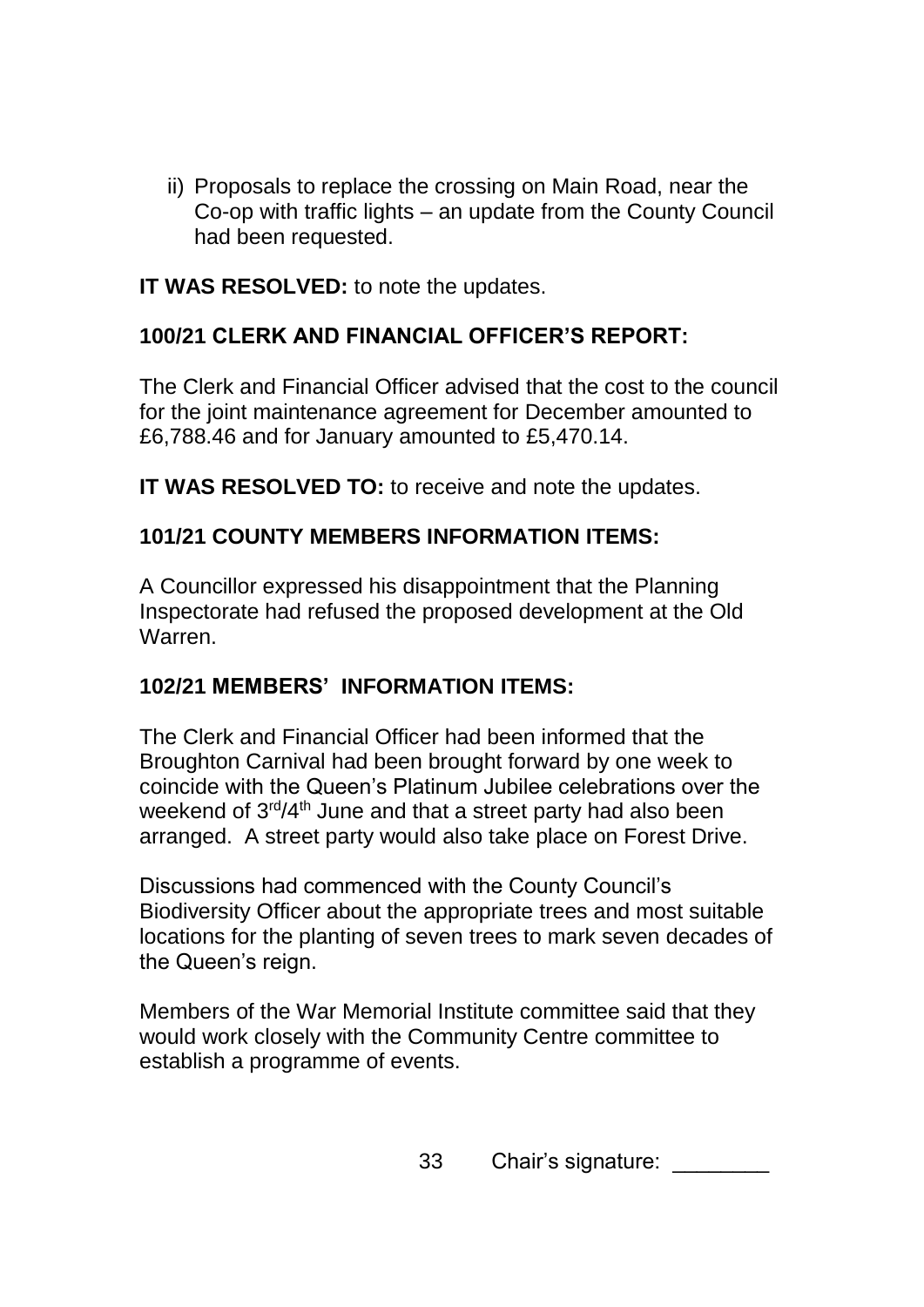ii) Proposals to replace the crossing on Main Road, near the Co-op with traffic lights – an update from the County Council had been requested.

**IT WAS RESOLVED:** to note the updates.

**100/21 CLERK AND FINANCIAL OFFICER'S REPORT:**

The Clerk and Financial Officer advised that the cost to the council for the joint maintenance agreement for December amounted to £6,788.46 and for January amounted to £5,470.14.

**IT WAS RESOLVED TO:** to receive and note the updates.

**101/21 COUNTY MEMBERS INFORMATION ITEMS:**

A Councillor expressed his disappointment that the Planning Inspectorate had refused the proposed development at the Old Warren.

**102/21 MEMBERS' INFORMATION ITEMS:**

The Clerk and Financial Officer had been informed that the Broughton Carnival had been brought forward by one week to coincide with the Queen's Platinum Jubilee celebrations over the weekend of 3rd/4th June and that a street party had also been arranged. A street party would also take place on Forest Drive.

Discussions had commenced with the County Council's Biodiversity Officer about the appropriate trees and most suitable locations for the planting of seven trees to mark seven decades of the Queen's reign.

Members of the War Memorial Institute committee said that they would work closely with the Community Centre committee to establish a programme of events.

Chair's signature: ________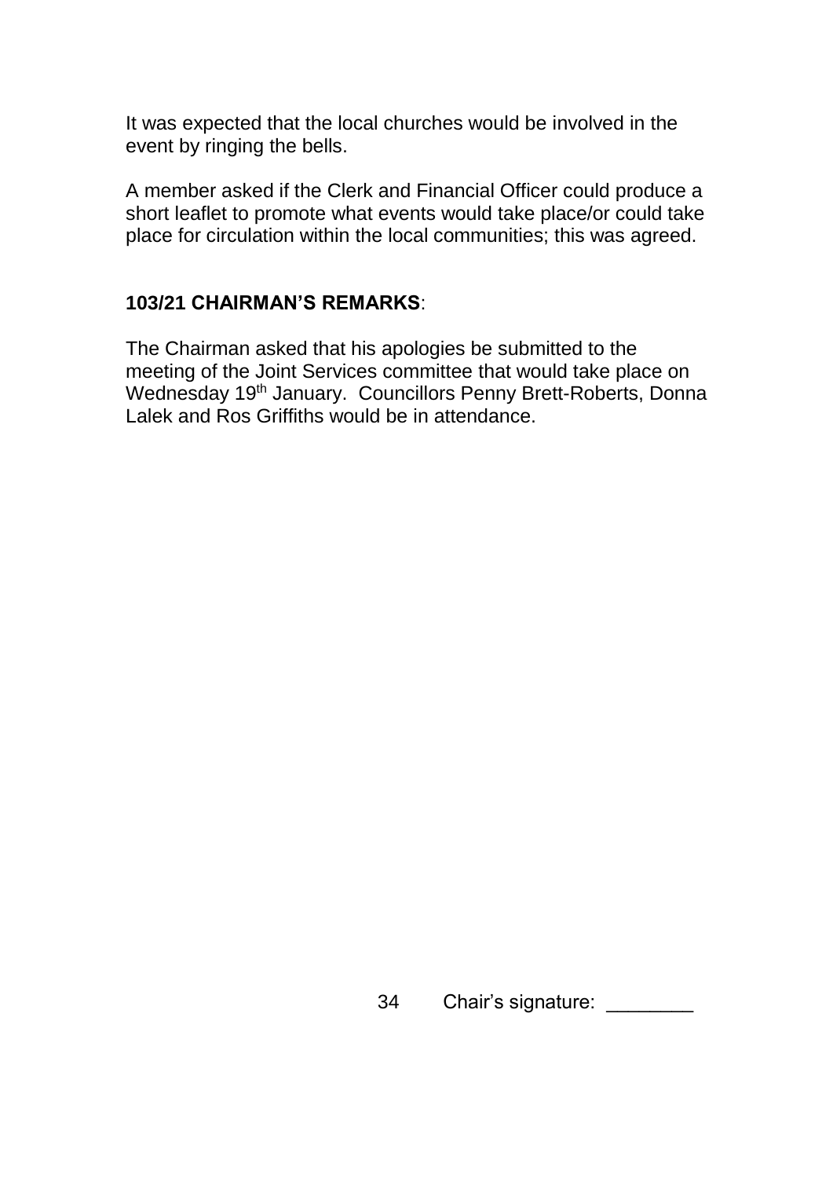It was expected that the local churches would be involved in the event by ringing the bells.

A member asked if the Clerk and Financial Officer could produce a short leaflet to promote what events would take place/or could take place for circulation within the local communities; this was agreed.

**103/21 CHAIRMAN'S REMARKS**:

The Chairman asked that his apologies be submitted to the meeting of the Joint Services committee that would take place on Wednesday 19th January. Councillors Penny Brett-Roberts, Donna Lalek and Ros Griffiths would be in attendance.

Chair's signature: ________